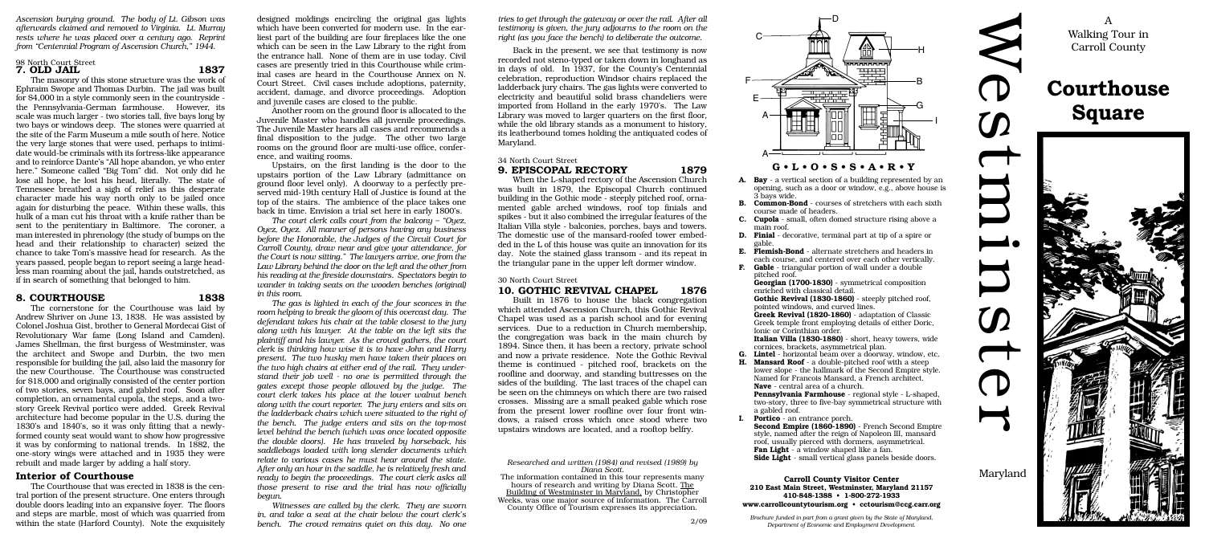*Ascension burying ground. The body of Lt. Gibson was afterwards claimed and removed to Virginia. Lt. Murray rests where he was placed over a century ago. Reprint from "Centennial Program of Ascension Church," 1944.*

98 North Court Street

## 7. OLD JAIL 1837

The masonry of this stone structure was the work of Ephraim Swope and Thomas Durbin. The jail was built for $4,000 in a style commonly seen in the countryside - the Pennsylvania-German farmhouse. However, its scale was much larger - two stories tall, five bays long by two bays or windows deep. The stones were quarried at the site of the Farm Museum a mile south of here. Notice the very large stones that were used, perhaps to intimidate would-be criminals with its fortress-like appearance and to reinforce Dante's "All hope abandon, ye who enter here." Someone called "Big Tom" did. Not only did he lose all hope, he lost his head, literally. The state of Tennessee breathed a sigh of relief as this desperate character made his way north only to be jailed once again for disturbing the peace. Within these walls, this hulk of a man cut his throat with a knife rather than be sent to the penitentiary in Baltimore. The coroner, a man interested in phrenology (the study of bumps on the head and their relationship to character) seized the chance to take Tom's massive head for research. As the years passed, people began to report seeing a large headless man roaming about the jail, hands outstretched, as if in search of something that belonged to him.

## 8. COURTHOUSE 1838

The cornerstone for the Courthouse was laid by Andrew Shriver on June 13, 1838. He was assisted by Colonel Joshua Gist, brother to General Mordecai Gist of Revolutionary War fame (Long Island and Camden). James Shellman, the first burgess of Westminster, was the architect and Swope and Durbin, the two men responsible for building the jail, also laid the masonry for the new Courthouse. The Courthouse was constructed for $18,000 and originally consisted of the center portion of two stories, seven bays, and gabled roof. Soon after completion, an ornamental cupola, the steps, and a two-story Greek Revival portico were added. Greek Revival architecture had become popular in the U.S. during the 1830's and 1840's, so it was only fitting that a newly-formed county seat would want to show how progressive it was by conforming to national trends. In 1882, the one-story wings were attached and in 1935 they were rebuilt and made larger by adding a half story.

### Interior of Courthouse

The Courthouse that was erected in 1838 is the central portion of the present structure. One enters through double doors leading into an expansive foyer. The floors and steps are marble, most of which was quarried from within the state (Harford County). Note the exquisitely designed moldings encircling the original gas lights which have been converted for modern use. In the earliest part of the building are four fireplaces like the one which can be seen in the Law Library to the right from the entrance hall. None of them are in use today. Civil cases are presently tried in this Courthouse while criminal cases are heard in the Courthouse Annex on N. Court Street. Civil cases include adoptions, paternity, accident, damage, and divorce proceedings. Adoption and juvenile cases are closed to the public.

Another room on the ground floor is allocated to the Juvenile Master who handles all juvenile proceedings. The Juvenile Master hears all cases and recommends a final disposition to the judge. The other two large rooms on the ground floor are multi-use office, conference, and waiting rooms.

Upstairs, on the first landing is the door to the upstairs portion of the Law Library (admittance on ground floor level only). A doorway to a perfectly preserved mid-19th century Hall of Justice is found at the top of the stairs. The ambience of the place takes one back in time. Envision a trial set here in early 1800's.

*The court clerk calls court from the balcony – "Oyez, Oyez, Oyez. All manner of persons having any business before the Honorable, the Judges of the Circuit Court for Carroll County, draw near and give your attendance, for the Court is now sitting." The lawyers arrive, one from the Law Library behind the door on the left and the other from his reading at the fireside downstairs. Spectators begin to wander in taking seats on the wooden benches (original) in this room.*

*The gas is lighted in each of the four sconces in the room helping to break the gloom of this overcast day. The defendant takes his chair at the table closest to the jury along with his lawyer. At the table on the left sits the plaintiff and his lawyer. As the crowd gathers, the court clerk is thinking how wise it is to have John and Harry present. The two husky men have taken their places on the two high chairs at either end of the rail. They understand their job well - no one is permitted through the gates except those people allowed by the judge. The court clerk takes his place at the lower walnut bench along with the court reporter. The jury enters and sits on the ladderback chairs which were situated to the right of the bench. The judge enters and sits on the top-most level behind the bench (which was once located opposite the double doors). He has traveled by horseback, his saddlebags loaded with long slender documents which relate to various cases he must hear around the state. After only an hour in the saddle, he is relatively fresh and ready to begin the proceedings. The court clerk asks all those present to rise and the trial has now officially begun.*

*Witnesses are called by the clerk. They are sworn in, and take a seat at the chair below the court clerk's bench. The crowd remains quiet on this day. No one tries to get through the gateway or over the rail. After all testimony is given, the jury adjourns to the room on the right (as you face the bench) to deliberate the outcome.*

Back in the present, we see that testimony is now recorded not steno-typed or taken down in longhand as in days of old. In 1937, for the County's Centennial celebration, reproduction Windsor chairs replaced the ladderback jury chairs. The gas lights were converted to electricity and beautiful solid brass chandeliers were imported from Holland in the early 1970's. The Law Library was moved to larger quarters on the first floor, while the old library stands as a monument to history, its leatherbound tomes holding the antiquated codes of Maryland.

34 North Court Street

## 9. EPISCOPAL RECTORY 1879

When the L-shaped rectory of the Ascension Church was built in 1879, the Episcopal Church continued building in the Gothic mode - steeply pitched roof, ornamented gable arched windows, roof top finials and spikes - but it also combined the irregular features of the Italian Villa style - balconies, porches, bays and towers. The domestic use of the mansard-roofed tower embedded in the L of this house was quite an innovation for its day. Note the stained glass transom - and its repeat in the triangular pane in the upper left dormer window.

30 North Court Street

## 10. GOTHIC REVIVAL CHAPEL 1876

Built in 1876 to house the black congregation which attended Ascension Church, this Gothic Revival Chapel was used as a parish school and for evening services. Due to a reduction in Church membership, the congregation was back in the main church by 1894. Since then, it has been a rectory, private school and now a private residence. Note the Gothic Revival theme is continued - pitched roof, brackets on the roofline and doorway, and standing buttresses on the sides of the building. The last traces of the chapel can be seen on the chimneys on which there are two raised crosses. Missing are a small peaked gable which rose from the present lower roofline over four front windows, a raised cross which once stood where two upstairs windows are located, and a rooftop belfry.

*Researched and written (1984) and revised (1989) by Diana Scott.*

The information contained in this tour represents many hours of research and writing by Diana Scott. The Building of Westminster in Maryland, by Christopher Weeks, was one major source of information. The Carroll County Office of Tourism expresses its appreciation.

2/09

## G • L • O • S • S • A • R • Y

- **A. Bay** - a vertical section of a building represented by an opening, such as a door or window, e.g., above house is 3 bays wide.
- **B. Common-Bond** - courses of stretchers with each sixth course made of headers.
- **C. Cupola** - small, often domed structure rising above a main roof.
- **D. Finial** - decorative, terminal part at tip of a spire or gable.
- **E. Flemish-Bond** - alternate stretchers and headers in each course, and centered over each other vertically.
- **F. Gable** - triangular portion of wall under a double pitched roof.
  - **Georgian (1700-1830)** - symmetrical composition enriched with classical detail.
  - **Gothic Revival (1830-1860)** - steeply pitched roof, pointed windows, and curved lines.
  - **Greek Revival (1820-1860)** - adaptation of Classic Greek temple front employing details of either Doric, Ionic or Corinthian order.
  - **Italian Villa (1830-1880)** - short, heavy towers, wide cornices, brackets, asymmetrical plan.
- **G. Lintel** - horizontal beam over a doorway, window, etc.
- **H. Mansard Roof** - a double-pitched roof with a steep lower slope - the hallmark of the Second Empire style. Named for Francois Mansard, a French architect.
  - **Nave** - central area of a church.
  - **Pennsylvania Farmhouse** - regional style - L-shaped, two-story, three to five-bay symmetrical structure with a gabled roof.
- **I. Portico** - an entrance porch.
  - **Second Empire (1860-1890)** - French Second Empire style, named after the reign of Napoleon III, mansard roof, usually pierced with dormers, asymmetrical.
  - **Fan Light** - a window shaped like a fan.
  - **Side Light** - small vertical glass panels beside doors.

**Carroll County Visitor Center**
**210 East Main Street, Westminster, Maryland 21157**
**410-848-1388 • 1-800-272-1933**
**www.carrollcountytourism.org • cctourism@ccg.carr.org**

*Brochure funded in part from a grant given by the State of Maryland, Department of Economic and Employment Development.*

# Westminster

Maryland

A Walking Tour in Carroll County

# Courthouse Square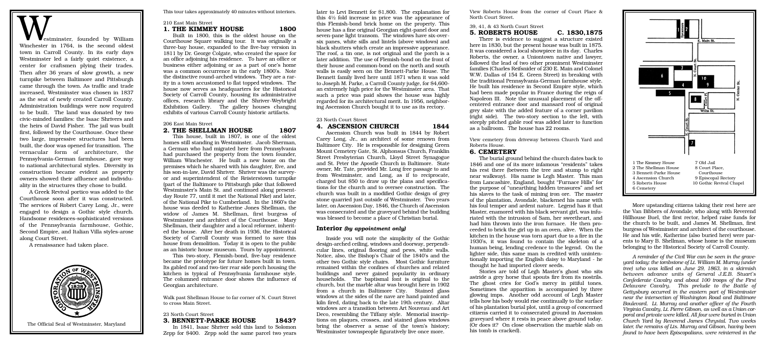**W**estminster, founded by William Winchester in 1764, is the second oldest town in Carroll County. In its early days Westminster led a fairly quiet existence, a center for craftsmen plying their trades. Then after 36 years of slow growth, a new turnpike between Baltimore and Pittsburgh came through the town. As traffic and trade increased, Westminster was chosen in 1837 as the seat of newly created Carroll County. Administration buildings were now required to be built. The land was donated by two civic-minded families: the Isaac Shrivers and the heirs of David Fisher. The jail was built first, followed by the Courthouse. Once these two large, impressive structures had been built, the door was opened for transition. The vernacular form of architecture, the Pennsylvania-German farmhouse, gave way to national architectural styles. Diversity in construction became evident as property owners showed their affluence and individuality in the structures they chose to build.

A Greek Revival portico was added to the Courthouse soon after it was constructed. The services of Robert Carey Long, Jr., were engaged to design a Gothic style church. Handsome residences-sophisticated versions of the Pennsylvania farmhouse, Gothic, Second Empire, and Italian Villa styles-arose along Court Street.

A renaissance had taken place.

The Official Seal of Westminster, Maryland

This tour takes approximately 40 minutes without interiors.

210 East Main Street

### 1. THE KIMMEY HOUSE 1800

Built in 1800, this is the oldest house on the Courthouse Square walking tour. It was originally a three-bay house, expanded to the five-bay version in 1811 by Dr. George Colgate, who created the space for an office adjoining his residence. To have an office or business either adjoining or as a part of one's home was a common occurrence in the early 1800's. Note the distinctive round-arched windows. They are a rarity in a town accustomed to flat topped windows. The house now serves as headquarters for the Historical Society of Carroll County, housing its administrative offices, research library and the Shriver-Weybright Exhibition Gallery. The gallery houses changing exhibits of various Carroll County historic artifacts.

206 East Main Street

### 2. THE SHELLMAN HOUSE 1807

This house, built in 1807, is one of the oldest homes still standing in Westminster. Jacob Sherman, a German who had migrated here from Pennsylvania had purchased the property from the town founder, William Winchester. He built a new home on the premises which he shared with his daughter, Eve, and his son-in-law, David Shriver. Shriver was the surveyor and superintendent of the Reisterstown turnpike (part of the Baltimore to Pittsburgh pike that followed Westminster's Main St. and continued along present-day Route 77, until it met the National Pike) and later, of the National Pike to Cumberland. In the 1860's the house was deeded to Katherine Jones Shellman, the widow of James M. Shellman, first burgess of Westminster and architect of the Courthouse. Mary Shellman, their daughter and a local reformer, inherited the house. After her death in 1936, the Historical Society of Carroll County was formed to save this house from demolition. Today it is open to the public as an historic house museum. Tours by appointment.

This two-story, Flemish-bond, five-bay residence became the prototype for future homes built in town. Its gabled roof and two-tier rear side porch housing the kitchen is typical of Pennsylvania farmhouse style. The columned entrance door shows the influence of Georgian architecture.

Walk past Shellman House to far corner of N. Court Street to cross Main Street.

23 North Court Street

### 3. BENNETT-PARKE HOUSE 1843?

In 1841, Isaac Shriver sold this land to Solomon Zepp for $400. Zepp sold the same parcel two years later to Levi Bennett for $1,800. The explanation for this 4½ fold increase in price was the appearance of this Flemish-bond brick home on the property. This house has a fine original Georgian eight-panel door and seven-pane light transom. The windows have six-over-six panes, white sills and lintels (above windows) and black shutters which create an impressive appearance. The roof, a tin one, is not original and the porch is a later addition. The use of Flemish-bond on the front of their house and common-bond on the north and south walls is easily seen on the Bennett-Parke House. The Bennett family lived here until 1871 when it was sold to Joseph M. Parke, a Carroll County judge, for $4,600-an extremely high price for the Westminster area. That such a price was paid shows the house was highly regarded for its architectural merit. In 1956, neighboring Ascension Church bought it to use as its rectory.

23 North Court Street

### 4. ASCENSION CHURCH 1844

Ascension Church was built in 1844 by Robert Carey Long, Jr., an architect of some renown from Baltimore City. He is responsible for designing Green Mount Cemetery Gate, St. Alphonsus Church, Franklin Street Presbyterian Church, Lloyd Street Synagogue and St. Peter the Apostle Church in Baltimore. State owner, Mr. Tate, provided Mr. Long free passage to and from Westminster, and Long, as if to reciprocate, charged but $50 to draw up the plans and specifications for the church and to oversee construction. The church was built in a modified Gothic design of grey stone quarried just outside of Westminster. Two years later, on Ascension Day, 1846, the Church of Ascension was consecrated and the graveyard behind the building was blessed to become a place of Christian burial.

#### Interior *(by appointment only)*

Inside you will note the simplicity of the Gothic design-arched ceiling, windows and doorway, perpendicular lines, original flooring and pews, white walls. Notice, also, the Bishop's Chair of the 1840's and the other two Gothic style chairs. Most Gothic furniture remained within the confines of churches and related buildings and never gained popularity in ordinary households. The baptismal font is original to the church, but the marble altar was brought here in 1902 from a church in Baltimore City. Stained glass windows at the sides of the nave are hand painted and kiln fired, dating back to the late 19th century. Altar windows are a transition between Art Nouveau and Art Deco, resembling the Tiffany style. Memorial inscriptions on plaques, crosses, and stained glass windows bring the observer a sense of the town's history; Westminster townspeople figuratively live once more.

View Roberts House from the corner of Court Place & North Court Street.

39, 41, & 43 North Court Street

### 5. ROBERTS HOUSE C. 1830,1875

There is evidence to suggest a structure existed here in 1830, but the present house was built in 1875. It was considered a local showpiece in its day. Charles Roberts, the owner, a Uniontown native and lawyer, followed the lead of two other prominent Westminster families (Charles Reifsnider of 230 E. Main and Colonel W.W. Dallas of 154 E. Green Street) in breaking with the traditional Pennsylvania-German farmhouse style. He built his residence in Second Empire style, which had been made popular in France during the reign of Napoleon III. Note the unusual placement of the off-centered entrance door and mansard roof of original grey slate with the added feature of a corner pavilion (right side). The two-story section to the left, with steeply pitched gable roof was added later to function as a ballroom. The house has 22 rooms.

View cemetery from driveway between Church Yard and Roberts House.

### 6. CEMETERY

The burial ground behind the church dates back to 1846 and one of its more infamous "residents" takes his rest there (between the tree and stump to right near walkway). His name is Legh Master. This man from Lancashire, England, bought "Furnace Hills" for the purpose of "unearthing hidden treasures" and set his slaves to the task of mining iron ore. The master of the plantation, Avondale, blackened his name with his foul temper and ardent nature. Legend has it that Master, enamored with his black servant girl, was infuriated with the intrusion of Sam, her sweetheart, and had him thrown into the iron furnace. He then proceeded to brick the girl up in an oven, alive. When the kitchen in the house was torn apart due to a fire in the 1930's, it was found to contain the skeleton of a human being, lending credence to the legend. On the lighter side, this same man is credited with unintentionally importing the English daisy to Maryland - he thought he had imported clover seeds.

Stories are told of Legh Master's ghost who sits astride a grey horse that spouts fire from its nostrils. The ghost cries for God's mercy in pitiful tones. Sometimes the apparition is accompanied by three glowing imps. Another odd account of Legh Master tells how his body would rise continually to the surface of his plantation burial plot, until a group of concerned citizens carried it to consecrated ground in Ascension graveyard where it rests in peace above ground today. (Or does it? On close observation the marble slab on his tomb is cracked).

Sycamore
E. Main St.
N. Court St.
N. Center St.
Court Pl.
Willis St.
N. Court St.

1 The Kimmey House
2 The Shellman House
3 Bennett-Parke House
4 Ascension Church
5 Roberts House
6 Cemetery
7 Old Jail
8 Court Place, Courthouse
9 Episcopal Rectory
10 Gothic Revival Chapel

More upstanding citizens taking their rest here are the Van Bibbers of Avondale, who along with Reverend Hillhouse Buel, the first rector, helped raise funds for the church to be built, and James M. Shellman, first burgess of Westminster and architect of the courthouse. He and his wife, Katherine (also buried here) were parents to Mary B. Shellman, whose home is the museum belonging to the Historical Society of Carroll County.

*A reminder of the Civil War can be seen in the graveyard today: the tombstone of Lt. William M. Murray (under tree) who was killed on June 29, 1863, in a skirmish between advance units of General J.E.B. Stuart's Confederate Cavalry and about 100 troops of the First Delaware Cavalry. This prelude to the Battle of Gettysburg occurred in the eastern part of Westminster near the intersection of Washington Road and Baltimore Boulevard. Lt. Murray and another officer of the Fourth Virginia Cavalry, Lt. Pierre Gibson, as well as a Union corporal and private were killed. All four were buried in Union Church Yard by Reverend James Chrystal. Two weeks later, the remains of Lts. Murray and Gibson, having been found to have been Episcopalians, were reinterred in the*